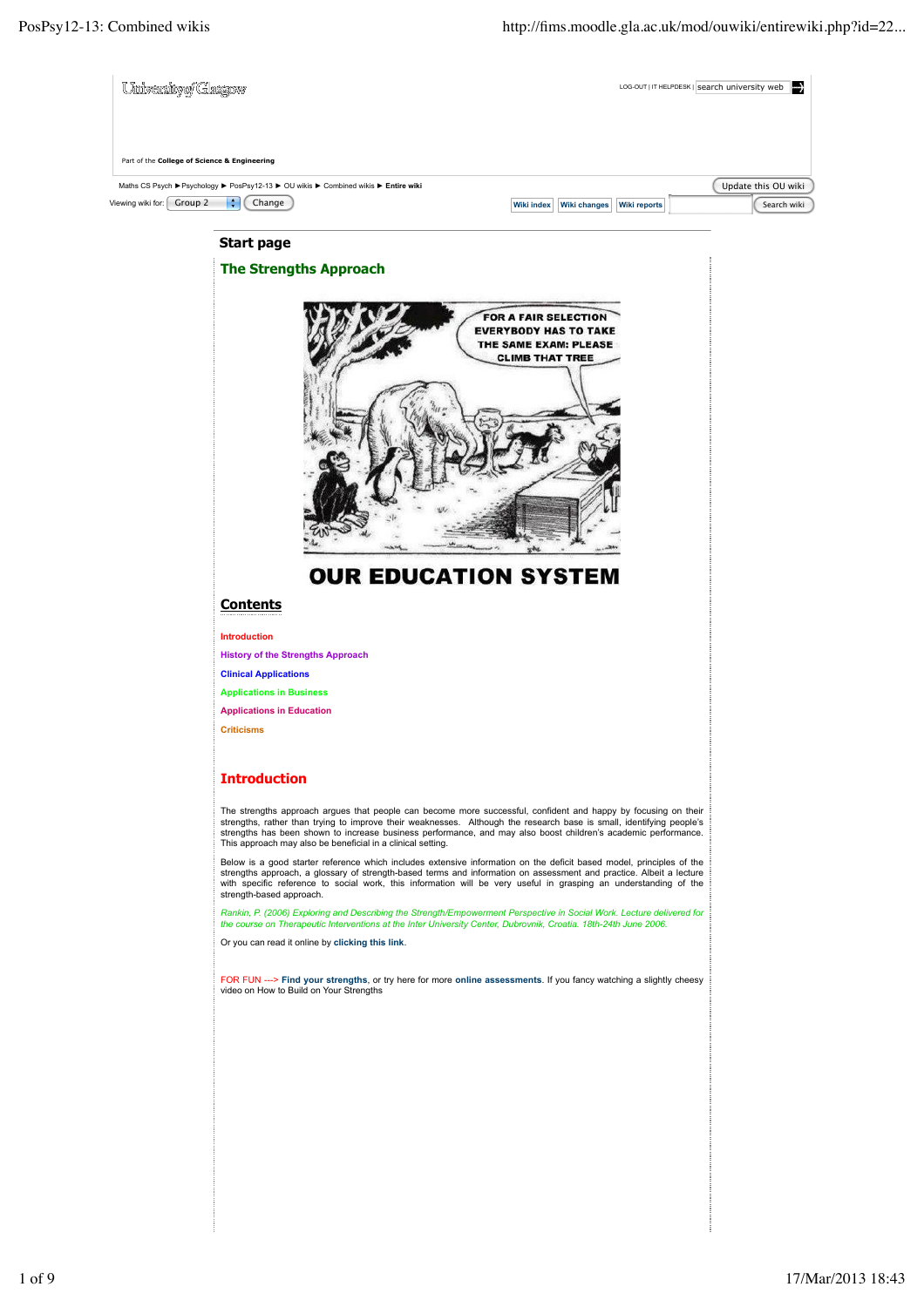University of Glasgow

LOG-OUT | IT HELPDESK | search university web

Part of the College of Science & Engineering

Maths CS Psych ► Psychology ► PosPsy12-13 ► OU wikis ► Combined wikis ► **Entire wiki**

Viewing wiki for: Group 2 Change

Update this OU wiki

Wiki index | Wiki changes | Wiki reports | Search wiki

## Start page

# The Strengths Approach

FOR A FAIR SELECTION EVERYBODY HAS TO TAKE THE SAME EXAM: PLEASE CLIMB THAT TREE

OUR EDUCATION SYSTEM

## Contents

- Introduction
- History of the Strengths Approach
- Clinical Applications
- Applications in Business
- Applications in Education
- Criticisms

## Introduction

The strengths approach argues that people can become more successful, confident and happy by focusing on their strengths, rather than trying to improve their weaknesses. Although the research base is small, identifying people's strengths has been shown to increase business performance, and may also boost children's academic performance. This approach may also be beneficial in a clinical setting.

Below is a good starter reference which includes extensive information on the deficit based model, principles of the strengths approach, a glossary of strength-based terms and information on assessment and practice. Albeit a lecture with specific reference to social work, this information will be very useful in grasping an understanding of the strength-based approach.

*Rankin, P. (2006) Exploring and Describing the Strength/Empowerment Perspective in Social Work. Lecture delivered for the course on Therapeutic Interventions at the Inter University Center, Dubrovnik, Croatia. 18th-24th June 2006.*

Or you can read it online by **clicking this link**.

FOR FUN ---> **Find your strengths**, or try here for more **online assessments**. If you fancy watching a slightly cheesy video on How to Build on Your Strengths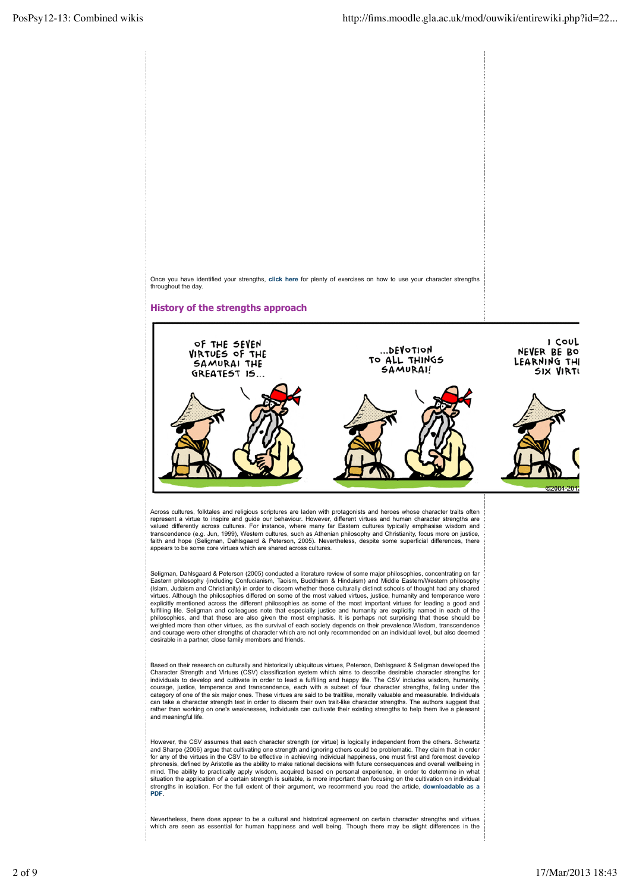Once you have identified your strengths, **click here** for plenty of exercises on how to use your character strengths throughout the day.

## History of the strengths approach

Across cultures, folktales and religious scriptures are laden with protagonists and heroes whose character traits often represent a virtue to inspire and guide our behaviour. However, different virtues and human character strengths are valued differently across cultures. For instance, where many far Eastern cultures typically emphasise wisdom and transcendence (e.g. Jun, 1999), Western cultures, such as Athenian philosophy and Christianity, focus more on justice, faith and hope (Seligman, Dahlsgaard & Peterson, 2005). Nevertheless, despite some superficial differences, there appears to be some core virtues which are shared across cultures.

Seligman, Dahlsgaard & Peterson (2005) conducted a literature review of some major philosophies, concentrating on far Eastern philosophy (including Confucianism, Taoism, Buddhism & Hinduism) and Middle Eastern/Western philosophy (Islam, Judaism and Christianity) in order to discern whether these culturally distinct schools of thought had any shared virtues. Although the philosophies differed on some of the most valued virtues, justice, humanity and temperance were explicitly mentioned across the different philosophies as some of the most important virtues for leading a good and fulfilling life. Seligman and colleagues note that especially justice and humanity are explicitly named in each of the philosophies, and that these are also given the most emphasis. It is perhaps not surprising that these should be weighted more than other virtues, as the survival of each society depends on their prevalence.Wisdom, transcendence and courage were other strengths of character which are not only recommended on an individual level, but also deemed desirable in a partner, close family members and friends.

Based on their research on culturally and historically ubiquitous virtues, Peterson, Dahlsgaard & Seligman developed the Character Strength and Virtues (CSV) classification system which aims to describe desirable character strengths for individuals to develop and cultivate in order to lead a fulfilling and happy life. The CSV includes wisdom, humanity, courage, justice, temperance and transcendence, each with a subset of four character strengths, falling under the category of one of the six major ones. These virtues are said to be traitlike, morally valuable and measurable. Individuals can take a character strength test in order to discern their own trait-like character strengths. The authors suggest that rather than working on one's weaknesses, individuals can cultivate their existing strengths to help them live a pleasant and meaningful life.

However, the CSV assumes that each character strength (or virtue) is logically independent from the others. Schwartz and Sharpe (2006) argue that cultivating one strength and ignoring others could be problematic. They claim that in order for any of the virtues in the CSV to be effective in achieving individual happiness, one must first and foremost develop phronesis, defined by Aristotle as the ability to make rational decisions with future consequences and overall wellbeing in mind. The ability to practically apply wisdom, acquired based on personal experience, in order to determine in what situation the application of a certain strength is suitable, is more important than focusing on the cultivation on individual strengths in isolation. For the full extent of their argument, we recommend you read the article, **downloadable as a PDF**.

Nevertheless, there does appear to be a cultural and historical agreement on certain character strengths and virtues which are seen as essential for human happiness and well being. Though there may be slight differences in the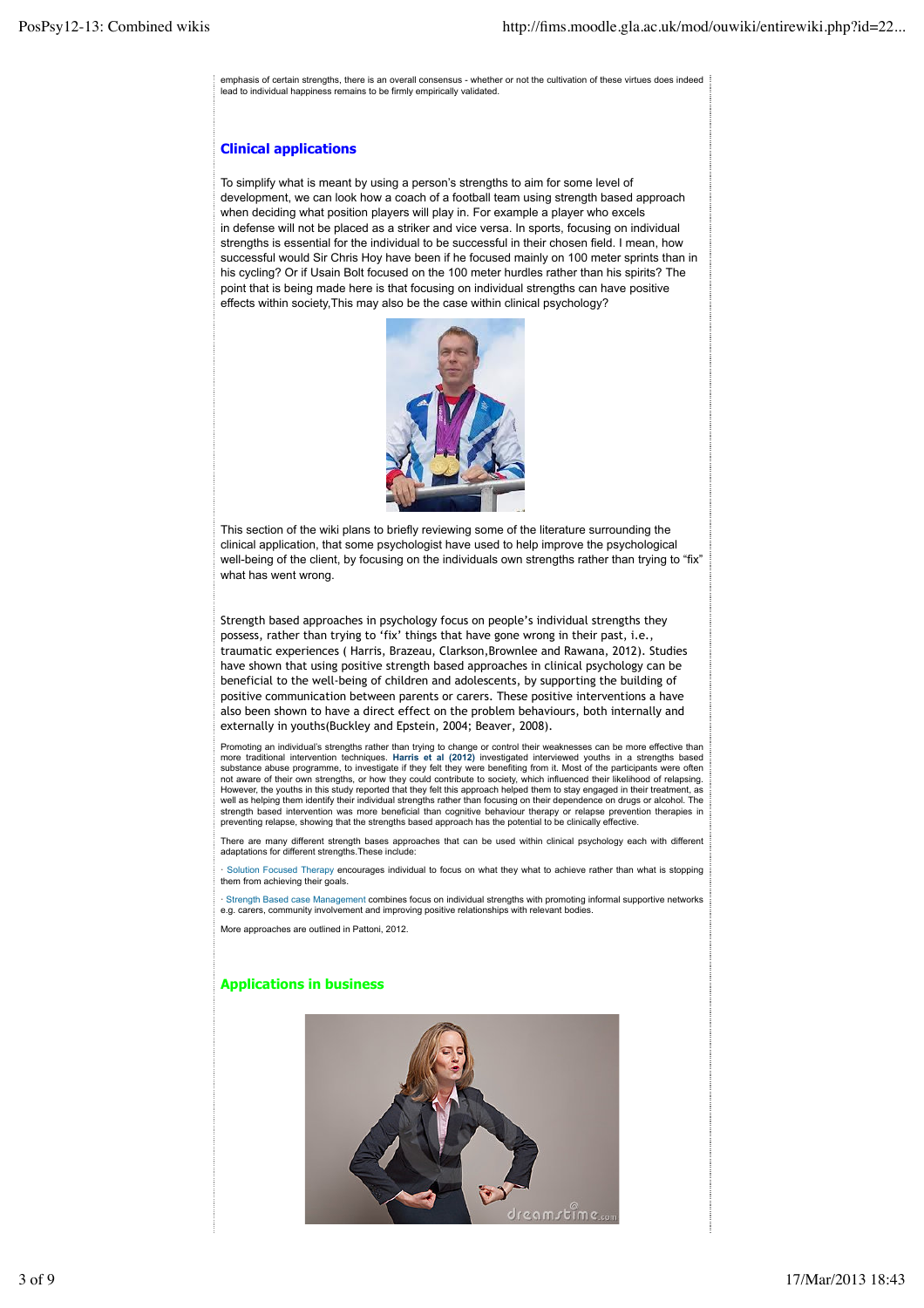emphasis of certain strengths, there is an overall consensus - whether or not the cultivation of these virtues does indeed lead to individual happiness remains to be firmly empirically validated.

## Clinical applications

To simplify what is meant by using a person's strengths to aim for some level of development, we can look how a coach of a football team using strength based approach when deciding what position players will play in. For example a player who excels in defense will not be placed as a striker and vice versa. In sports, focusing on individual strengths is essential for the individual to be successful in their chosen field. I mean, how successful would Sir Chris Hoy have been if he focused mainly on 100 meter sprints than in his cycling? Or if Usain Bolt focused on the 100 meter hurdles rather than his spirits? The point that is being made here is that focusing on individual strengths can have positive effects within society,This may also be the case within clinical psychology?

This section of the wiki plans to briefly reviewing some of the literature surrounding the clinical application, that some psychologist have used to help improve the psychological well-being of the client, by focusing on the individuals own strengths rather than trying to "fix" what has went wrong.

Strength based approaches in psychology focus on people's individual strengths they possess, rather than trying to 'fix' things that have gone wrong in their past, i.e., traumatic experiences ( Harris, Brazeau, Clarkson,Brownlee and Rawana, 2012). Studies have shown that using positive strength based approaches in clinical psychology can be beneficial to the well-being of children and adolescents, by supporting the building of positive communication between parents or carers. These positive interventions a have also been shown to have a direct effect on the problem behaviours, both internally and externally in youths(Buckley and Epstein, 2004; Beaver, 2008).

Promoting an individual's strengths rather than trying to change or control their weaknesses can be more effective than more traditional intervention techniques. **Harris et al (2012)** investigated interviewed youths in a strengths based substance abuse programme, to investigate if they felt they were benefiting from it. Most of the participants were often not aware of their own strengths, or how they could contribute to society, which influenced their likelihood of relapsing. However, the youths in this study reported that they felt this approach helped them to stay engaged in their treatment, as well as helping them identify their individual strengths rather than focusing on their dependence on drugs or alcohol. The strength based intervention was more beneficial than cognitive behaviour therapy or relapse prevention therapies in preventing relapse, showing that the strengths based approach has the potential to be clinically effective.

There are many different strength bases approaches that can be used within clinical psychology each with different adaptations for different strengths.These include:

· Solution Focused Therapy encourages individual to focus on what they what to achieve rather than what is stopping them from achieving their goals.

· Strength Based case Management combines focus on individual strengths with promoting informal supportive networks e.g. carers, community involvement and improving positive relationships with relevant bodies.

More approaches are outlined in Pattoni, 2012.

## Applications in business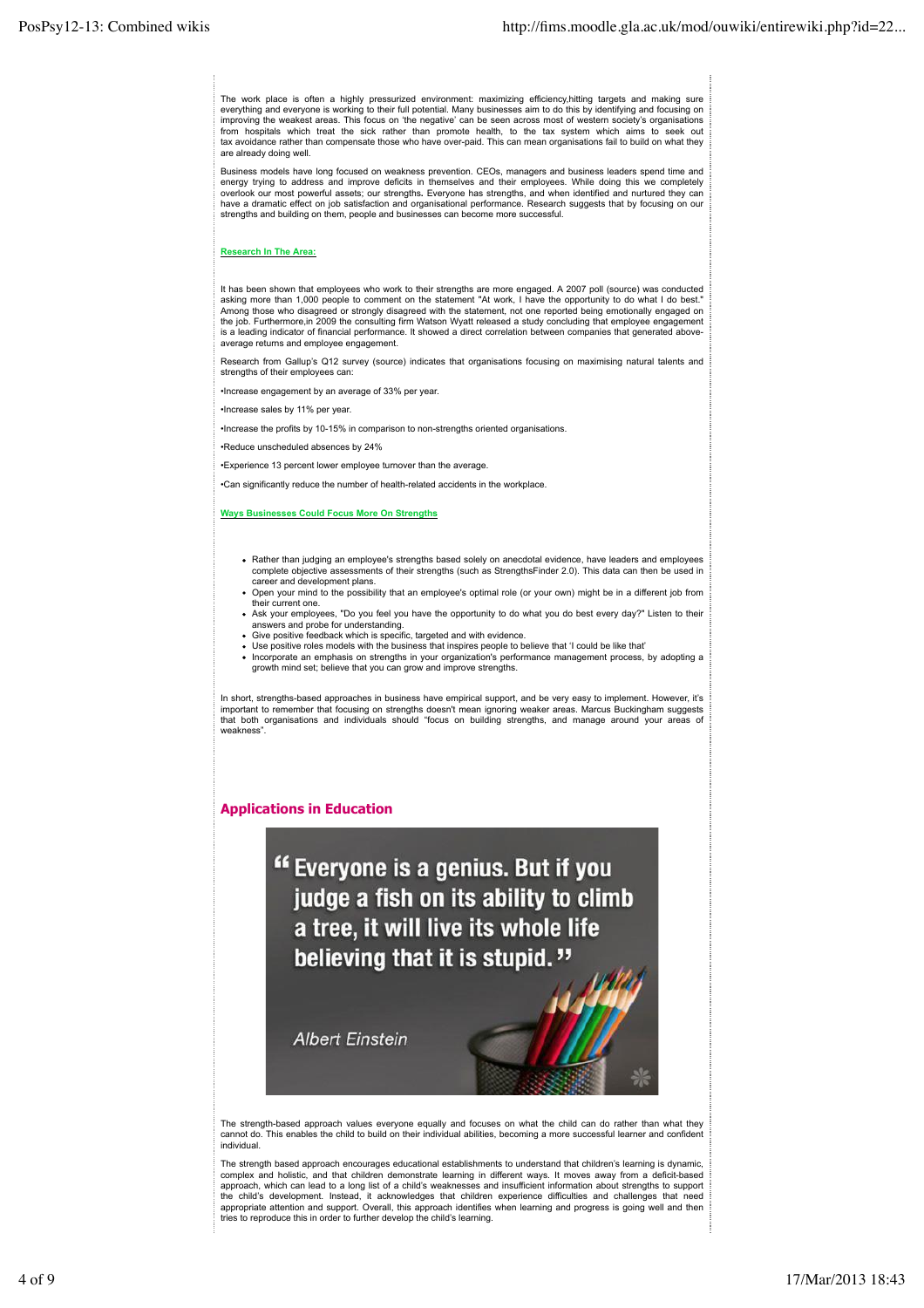The work place is often a highly pressurized environment: maximizing efficiency,hitting targets and making sure everything and everyone is working to their full potential. Many businesses aim to do this by identifying and focusing on improving the weakest areas. This focus on 'the negative' can be seen across most of western society's organisations from hospitals which treat the sick rather than promote health, to the tax system which aims to seek out tax avoidance rather than compensate those who have over-paid. This can mean organisations fail to build on what they are already doing well.

Business models have long focused on weakness prevention. CEOs, managers and business leaders spend time and energy trying to address and improve deficits in themselves and their employees. While doing this we completely overlook our most powerful assets; our strengths**.** Everyone has strengths, and when identified and nurtured they can have a dramatic effect on job satisfaction and organisational performance. Research suggests that by focusing on our strengths and building on them, people and businesses can become more successful.

**Research In The Area:**

It has been shown that employees who work to their strengths are more engaged. A 2007 poll (source) was conducted asking more than 1,000 people to comment on the statement "At work, I have the opportunity to do what I do best." Among those who disagreed or strongly disagreed with the statement, not one reported being emotionally engaged on the job. Furthermore,in 2009 the consulting firm Watson Wyatt released a study concluding that employee engagement is a leading indicator of financial performance. It showed a direct correlation between companies that generated above-average returns and employee engagement.

Research from Gallup's Q12 survey (source) indicates that organisations focusing on maximising natural talents and strengths of their employees can:

•Increase engagement by an average of 33% per year.

•Increase sales by 11% per year.

•Increase the profits by 10-15% in comparison to non-strengths oriented organisations.

•Reduce unscheduled absences by 24%

•Experience 13 percent lower employee turnover than the average.

•Can significantly reduce the number of health-related accidents in the workplace.

**Ways Businesses Could Focus More On Strengths**

- Rather than judging an employee's strengths based solely on anecdotal evidence, have leaders and employees complete objective assessments of their strengths (such as StrengthsFinder 2.0). This data can then be used in career and development plans.
- Open your mind to the possibility that an employee's optimal role (or your own) might be in a different job from their current one.
- Ask your employees, "Do you feel you have the opportunity to do what you do best every day?" Listen to their answers and probe for understanding.
- Give positive feedback which is specific, targeted and with evidence.
- Use positive roles models with the business that inspires people to believe that 'I could be like that'
- Incorporate an emphasis on strengths in your organization's performance management process, by adopting a growth mind set; believe that you can grow and improve strengths.

In short, strengths-based approaches in business have empirical support, and be very easy to implement. However, it's important to remember that focusing on strengths doesn't mean ignoring weaker areas. Marcus Buckingham suggests that both organisations and individuals should "focus on building strengths, and manage around your areas of weakness".

## Applications in Education

"Everyone is a genius. But if you judge a fish on its ability to climb a tree, it will live its whole life believing that it is stupid."

*Albert Einstein*

The strength-based approach values everyone equally and focuses on what the child can do rather than what they cannot do. This enables the child to build on their individual abilities, becoming a more successful learner and confident individual.

The strength based approach encourages educational establishments to understand that children's learning is dynamic, complex and holistic, and that children demonstrate learning in different ways. It moves away from a deficit-based approach, which can lead to a long list of a child's weaknesses and insufficient information about strengths to support the child's development. Instead, it acknowledges that children experience difficulties and challenges that need appropriate attention and support. Overall, this approach identifies when learning and progress is going well and then tries to reproduce this in order to further develop the child's learning.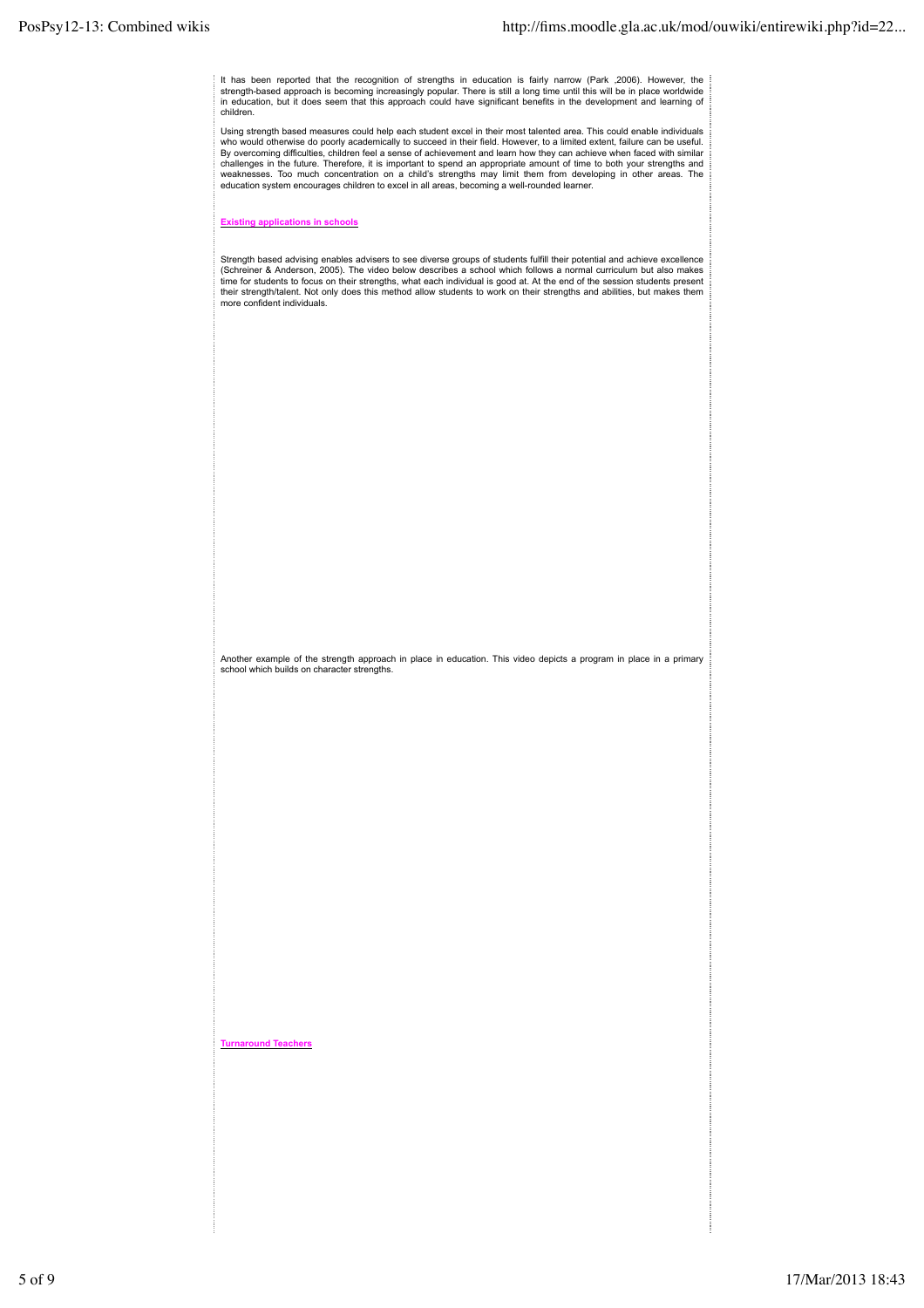It has been reported that the recognition of strengths in education is fairly narrow (Park ,2006). However, the strength-based approach is becoming increasingly popular. There is still a long time until this will be in place worldwide in education, but it does seem that this approach could have significant benefits in the development and learning of children.

Using strength based measures could help each student excel in their most talented area. This could enable individuals who would otherwise do poorly academically to succeed in their field. However, to a limited extent, failure can be useful. By overcoming difficulties, children feel a sense of achievement and learn how they can achieve when faced with similar challenges in the future. Therefore, it is important to spend an appropriate amount of time to both your strengths and weaknesses. Too much concentration on a child's strengths may limit them from developing in other areas. The education system encourages children to excel in all areas, becoming a well-rounded learner.

**Existing applications in schools**

Strength based advising enables advisers to see diverse groups of students fulfill their potential and achieve excellence (Schreiner & Anderson, 2005). The video below describes a school which follows a normal curriculum but also makes time for students to focus on their strengths, what each individual is good at. At the end of the session students present their strength/talent. Not only does this method allow students to work on their strengths and abilities, but makes them more confident individuals.

Another example of the strength approach in place in education. This video depicts a program in place in a primary school which builds on character strengths.

**Turnaround Teachers**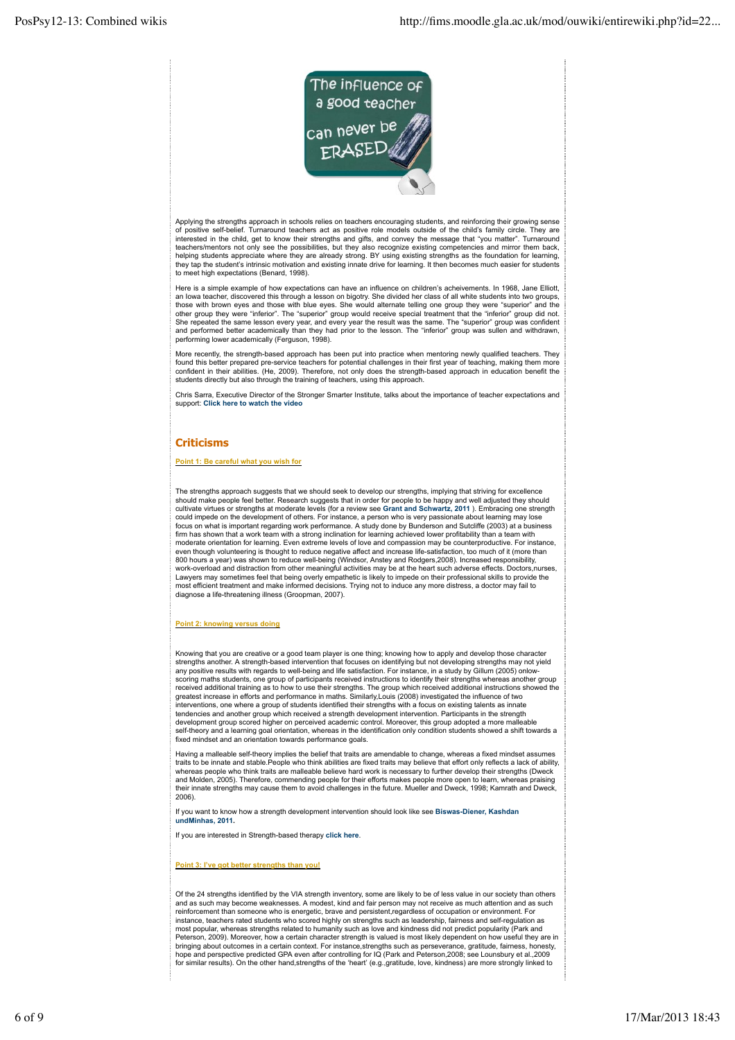Applying the strengths approach in schools relies on teachers encouraging students, and reinforcing their growing sense of positive self-belief. Turnaround teachers act as positive role models outside of the child's family circle. They are interested in the child, get to know their strengths and gifts, and convey the message that "you matter". Turnaround teachers/mentors not only see the possibilities, but they also recognize existing competencies and mirror them back, helping students appreciate where they are already strong. BY using existing strengths as the foundation for learning, they tap the student's intrinsic motivation and existing innate drive for learning. It then becomes much easier for students to meet high expectations (Benard, 1998).

Here is a simple example of how expectations can have an influence on children's acheivements. In 1968, Jane Elliott, an Iowa teacher, discovered this through a lesson on bigotry. She divided her class of all white students into two groups, those with brown eyes and those with blue eyes. She would alternate telling one group they were "superior" and the other group they were "inferior". The "superior" group would receive special treatment that the "inferior" group did not. She repeated the same lesson every year, and every year the result was the same. The "superior" group was confident and performed better academically than they had prior to the lesson. The "inferior" group was sullen and withdrawn, performing lower academically (Ferguson, 1998).

More recently, the strength-based approach has been put into practice when mentoring newly qualified teachers. They found this better prepared pre-service teachers for potential challenges in their first year of teaching, making them more confident in their abilities. (He, 2009). Therefore, not only does the strength-based approach in education benefit the students directly but also through the training of teachers, using this approach.

Chris Sarra, Executive Director of the Stronger Smarter Institute, talks about the importance of teacher expectations and support: **Click here to watch the video**

## Criticisms

**Point 1: Be careful what you wish for**

The strengths approach suggests that we should seek to develop our strengths, implying that striving for excellence should make people feel better. Research suggests that in order for people to be happy and well adjusted they should cultivate virtues or strengths at moderate levels (for a review see **Grant and Schwartz, 2011** ). Embracing one strength could impede on the development of others. For instance, a person who is very passionate about learning may lose focus on what is important regarding work performance. A study done by Bunderson and Sutcliffe (2003) at a business firm has shown that a work team with a strong inclination for learning achieved lower profitability than a team with moderate orientation for learning. Even extreme levels of love and compassion may be counterproductive. For instance, even though volunteering is thought to reduce negative affect and increase life-satisfaction, too much of it (more than 800 hours a year) was shown to reduce well-being (Windsor, Anstey and Rodgers,2008). Increased responsibility, work-overload and distraction from other meaningful activities may be at the heart such adverse effects. Doctors,nurses, Lawyers may sometimes feel that being overly empathetic is likely to impede on their professional skills to provide the most efficient treatment and make informed decisions. Trying not to induce any more distress, a doctor may fail to diagnose a life-threatening illness (Groopman, 2007).

**Point 2: knowing versus doing**

Knowing that you are creative or a good team player is one thing; knowing how to apply and develop those character strengths another. A strength-based intervention that focuses on identifying but not developing strengths may not yield any positive results with regards to well-being and life satisfaction. For instance, in a study by Gillum (2005) onlow-scoring maths students, one group of participants received instructions to identify their strengths whereas another group received additional training as to how to use their strengths. The group which received additional instructions showed the greatest increase in efforts and performance in maths. Similarly,Louis (2008) investigated the influence of two interventions, one where a group of students identified their strengths with a focus on existing talents as innate tendencies and another group which received a strength development intervention. Participants in the strength development group scored higher on perceived academic control. Moreover, this group adopted a more malleable self-theory and a learning goal orientation, whereas in the identification only condition students showed a shift towards a fixed mindset and an orientation towards performance goals.

Having a malleable self-theory implies the belief that traits are amendable to change, whereas a fixed mindset assumes traits to be innate and stable.People who think abilities are fixed traits may believe that effort only reflects a lack of ability, whereas people who think traits are malleable believe hard work is necessary to further develop their strengths (Dweck and Molden, 2005). Therefore, commending people for their efforts makes people more open to learn, whereas praising their innate strengths may cause them to avoid challenges in the future. Mueller and Dweck, 1998; Kamrath and Dweck, 2006).

If you want to know how a strength development intervention should look like see **Biswas-Diener, Kashdan undMinhas, 2011.**

If you are interested in Strength-based therapy **click here**.

**Point 3: I've got better strengths than you!**

Of the 24 strengths identified by the VIA strength inventory, some are likely to be of less value in our society than others and as such may become weaknesses. A modest, kind and fair person may not receive as much attention and as such reinforcement than someone who is energetic, brave and persistent,regardless of occupation or environment. For instance, teachers rated students who scored highly on strengths such as leadership, fairness and self-regulation as most popular, whereas strengths related to humanity such as love and kindness did not predict popularity (Park and Peterson, 2009). Moreover, how a certain character strength is valued is most likely dependent on how useful they are in bringing about outcomes in a certain context. For instance,strengths such as perseverance, gratitude, fairness, honesty, hope and perspective predicted GPA even after controlling for IQ (Park and Peterson,2008; see Lounsbury et al.,2009 for similar results). On the other hand,strengths of the 'heart' (e.g.,gratitude, love, kindness) are more strongly linked to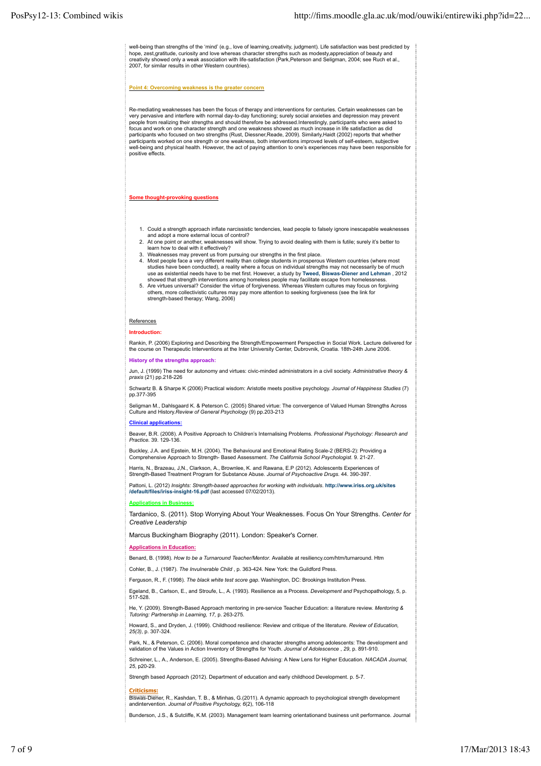well-being than strengths of the 'mind' (e.g., love of learning,creativity, judgment). Life satisfaction was best predicted by hope, zest,gratitude, curiosity and love whereas character strengths such as modesty,appreciation of beauty and creativity showed only a weak association with life-satisfaction (Park,Peterson and Seligman, 2004; see Ruch et al., 2007, for similar results in other Western countries).

**Point 4: Overcoming weakness is the greater concern**

Re-mediating weaknesses has been the focus of therapy and interventions for centuries. Certain weaknesses can be very pervasive and interfere with normal day-to-day functioning; surely social anxieties and depression may prevent people from realizing their strengths and should therefore be addressed.Interestingly, participants who were asked to focus and work on one character strength and one weakness showed as much increase in life satisfaction as did participants who focused on two strengths (Rust, Diessner,Reade, 2009). Similarly,Haidt (2002) reports that whether participants worked on one strength or one weakness, both interventions improved levels of self-esteem, subjective well-being and physical health. However, the act of paying attention to one's experiences may have been responsible for positive effects.

**Some thought-provoking questions**

1. Could a strength approach inflate narcissistic tendencies, lead people to falsely ignore inescapable weaknesses and adopt a more external locus of control?
2. At one point or another, weaknesses will show. Trying to avoid dealing with them is futile; surely it's better to learn how to deal with it effectively?
3. Weaknesses may prevent us from pursuing our strengths in the first place.
4. Most people face a very different reality than college students in prosperous Western countries (where most studies have been conducted), a reality where a focus on individual strengths may not necessarily be of much use as existential needs have to be met first. However, a study by **Tweed, Biswas-Diener and Lehman** , 2012 showed that strength interventions among homeless people may facilitate escape from homelessness.
5. Are virtues universal? Consider the virtue of forgiveness. Whereas Western cultures may focus on forgiving others, more collectivistic cultures may pay more attention to seeking forgiveness (see the link for strength-based therapy; Wang, 2006)

References

**Introduction:**

Rankin, P. (2006) Exploring and Describing the Strength/Empowerment Perspective in Social Work. Lecture delivered for the course on Therapeutic Interventions at the Inter University Center, Dubrovnik, Croatia. 18th-24th June 2006.

**History of the strengths approach:**

Jun, J. (1999) The need for autonomy and virtues: civic-minded administrators in a civil society. *Administrative theory & praxis* (21) pp.218-226

Schwartz B. & Sharpe K (2006) Practical wisdom: Aristotle meets positive psychology. *Journal of Happiness Studies* (7) pp.377-395

Seligman M., Dahlsgaard K. & Peterson C. (2005) Shared virtue: The convergence of Valued Human Strengths Across Culture and History.*Review of General Psychology* (9) pp.203-213

**Clinical applications:**

Beaver, B.R. (2008). A Positive Approach to Children's Internalising Problems. *Professional Psychology: Research and Practice.* 39. 129-136.

Buckley, J.A. and Epstein, M.H. (2004). The Behavioural and Emotional Rating Scale-2 (BERS-2): Providing a Comprehensive Approach to Strength- Based Assessment. *The California School Psychologist.* 9. 21-27.

Harris, N., Brazeau, J,N., Clarkson, A., Brownlee, K. and Rawana, E.P (2012). Adolescents Experiences of Strength-Based Treatment Program for Substance Abuse. *Journal of Psychoactive Drugs.* 44. 390-397.

Pattoni, L. (2012) *Insights: Strength-based approaches for working with individuals.* **http://www.iriss.org.uk/sites/default/files/iriss-insight-16.pdf** (last accessed 07/02/2013).

**Applications in Business:**

Tardanico, S. (2011). Stop Worrying About Your Weaknesses. Focus On Your Strengths. *Center for Creative Leadership*

Marcus Buckingham Biography (2011). London: Speaker's Corner.

**Applications in Education:**

Benard, B. (1998). *How to be a Turnaround Teacher/Mentor.* Available at resiliency.com/htm/turnaround. Htm

Cohler, B., J. (1987). *The Invulnerable Child* , p. 363-424. New York: the Guildford Press.

Ferguson, R., F. (1998). *The black white test score gap.* Washington, DC: Brookings Institution Press.

Egeland, B., Carlson, E., and Stroufe, L., A. (1993). Resilience as a Process. *Development and* Psychopathology, 5, p. 517-528.

He, Y. (2009). Strength-Based Approach mentoring in pre-service Teacher Education: a literature review. *Mentoring & Tutoring: Partnership in Learning, 17,* p. 263-275.

Howard, S., and Dryden, J. (1999). Childhood resilience: Review and critique of the literature. *Review of Education, 25(3)*, p. 307-324.

Park, N., & Peterson, C. (2006). Moral competence and character strengths among adolescents: The development and validation of the Values in Action Inventory of Strengths for Youth. *Journal of Adolescence* , *29*, p. 891-910.

Schreiner, L., A., Anderson, E. (2005). Strengths-Based Advising: A New Lens for Higher Education. *NACADA Journal, 25,* p20-29.

Strength based Approach (2012). Department of education and early childhood Development. p. 5-7.

**Criticisms:**

Biswas-Diener, R., Kashdan, T. B., & Minhas, G.(2011). A dynamic approach to psychological strength development andintervention. *Journal of Positive Psychology, 6*(2), 106-118

Bunderson, J.S., & Sutcliffe, K.M. (2003). Management team learning orientationand business unit performance. Journal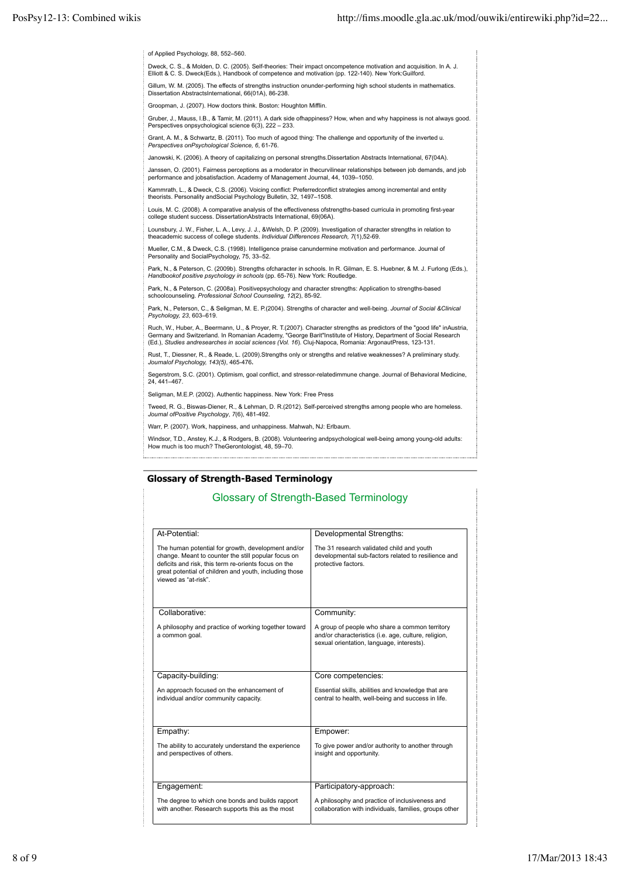of Applied Psychology, 88, 552–560.

Dweck, C. S., & Molden, D. C. (2005). Self-theories: Their impact oncompetence motivation and acquisition. In A. J. Elliott & C. S. Dweck(Eds.), Handbook of competence and motivation (pp. 122-140). New York:Guilford.

Gillum, W. M. (2005). The effects of strengths instruction onunder-performing high school students in mathematics. Dissertation AbstractsInternational, 66(01A), 86-238.

Groopman, J. (2007). How doctors think. Boston: Houghton Mifflin.

Gruber, J., Mauss, I.B., & Tamir, M. (2011). A dark side ofhappiness? How, when and why happiness is not always good. Perspectives onpsychological science 6(3), 222 – 233.

Grant, A. M., & Schwartz, B. (2011). Too much of agood thing: The challenge and opportunity of the inverted u. *Perspectives onPsychological Science, 6*, 61-76.

Janowski, K. (2006). A theory of capitalizing on personal strengths.Dissertation Abstracts International, 67(04A).

Janssen, O. (2001). Fairness perceptions as a moderator in thecurvilinear relationships between job demands, and job performance and jobsatisfaction. Academy of Management Journal, 44, 1039–1050.

Kammrath, L., & Dweck, C.S. (2006). Voicing conflict: Preferredconflict strategies among incremental and entity theorists. Personality andSocial Psychology Bulletin, 32, 1497–1508.

Louis, M. C. (2008). A comparative analysis of the effectiveness ofstrengths-based curricula in promoting first-year college student success. DissertationAbstracts International, 69(06A).

Lounsbury, J. W., Fisher, L. A., Levy, J. J., &Welsh, D. P. (2009). Investigation of character strengths in relation to theacademic success of college students. *Individual Differences Research, 7*(1),52-69.

Mueller, C.M., & Dweck, C.S. (1998). Intelligence praise canundermine motivation and performance. Journal of Personality and SocialPsychology, 75, 33–52.

Park, N., & Peterson, C. (2009b). Strengths ofcharacter in schools. In R. Gilman, E. S. Huebner, & M. J. Furlong (Eds.), *Handbookof positive psychology in schools* (pp. 65-76). New York: Routledge.

Park, N., & Peterson, C. (2008a). Positivepsychology and character strengths: Application to strengths-based schoolcounseling. *Professional School Counseling, 12*(2), 85-92.

Park, N., Peterson, C., & Seligman, M. E. P.(2004). Strengths of character and well-being. *Journal of Social &Clinical Psychology, 23*, 603–619.

Ruch, W., Huber, A., Beermann, U., & Proyer, R. T.(2007). Character strengths as predictors of the "good life" inAustria, Germany and Switzerland. In Romanian Academy, "George Barit"Institute of History, Department of Social Research (Ed.), *Studies andresearches in social sciences (Vol. 16)*. Cluj-Napoca, Romania: ArgonautPress, 123-131.

Rust, T., Diessner, R., & Reade, L. (2009).Strengths only or strengths and relative weaknesses? A preliminary study. *Journalof Psychology, 143(5)*, 465-476**.**

Segerstrom, S.C. (2001). Optimism, goal conflict, and stressor-relatedimmune change. Journal of Behavioral Medicine, 24, 441–467.

Seligman, M.E.P. (2002). Authentic happiness. New York: Free Press

Tweed, R. G., Biswas-Diener, R., & Lehman, D. R.(2012). Self-perceived strengths among people who are homeless. *Journal ofPositive Psychology*, *7*(6), 481-492.

Warr, P. (2007). Work, happiness, and unhappiness. Mahwah, NJ: Erlbaum.

Windsor, T.D., Anstey, K.J., & Rodgers, B. (2008). Volunteering andpsychological well-being among young-old adults: How much is too much? TheGerontologist, 48, 59–70.

## Glossary of Strength-Based Terminology

### Glossary of Strength-Based Terminology

| At-Potential: | Developmental Strengths: |
|---|---|
| The human potential for growth, development and/or change. Meant to counter the still popular focus on deficits and risk, this term re-orients focus on the great potential of children and youth, including those viewed as "at-risk". | The 31 research validated child and youth developmental sub-factors related to resilience and protective factors. |
| **Collaborative:** | **Community:** |
| A philosophy and practice of working together toward a common goal. | A group of people who share a common territory and/or characteristics (i.e. age, culture, religion, sexual orientation, language, interests). |
| **Capacity-building:** | **Core competencies:** |
| An approach focused on the enhancement of individual and/or community capacity. | Essential skills, abilities and knowledge that are central to health, well-being and success in life. |
| **Empathy:** | **Empower:** |
| The ability to accurately understand the experience and perspectives of others. | To give power and/or authority to another through insight and opportunity. |
| **Engagement:** | **Participatory-approach:** |
| The degree to which one bonds and builds rapport with another. Research supports this as the most | A philosophy and practice of inclusiveness and collaboration with individuals, families, groups other |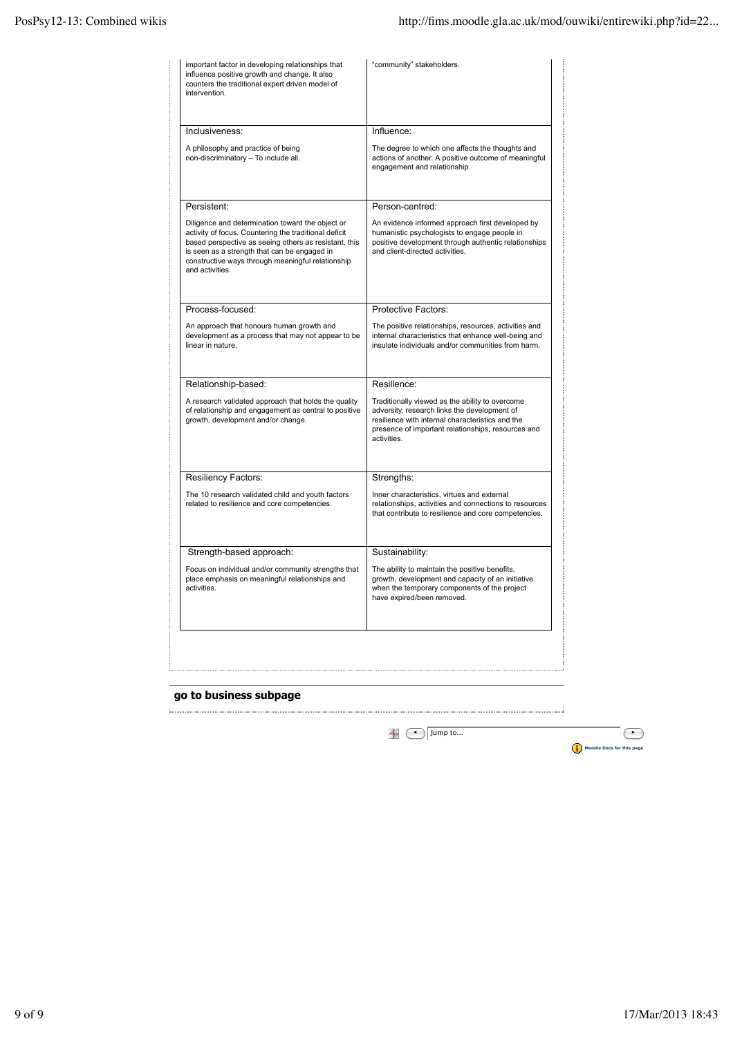| | |
|---|---|
| important factor in developing relationships that influence positive growth and change. It also counters the traditional expert driven model of intervention. | "community" stakeholders. |
| Inclusiveness:<br><br>A philosophy and practice of being non-discriminatory – To include all. | Influence:<br><br>The degree to which one affects the thoughts and actions of another. A positive outcome of meaningful engagement and relationship. |
| Persistent:<br><br>Diligence and determination toward the object or activity of focus. Countering the traditional deficit based perspective as seeing others as resistant, this is seen as a strength that can be engaged in constructive ways through meaningful relationship and activities. | Person-centred:<br><br>An evidence informed approach first developed by humanistic psychologists to engage people in positive development through authentic relationships and client-directed activities. |
| Process-focused:<br><br>An approach that honours human growth and development as a process that may not appear to be linear in nature. | Protective Factors:<br><br>The positive relationships, resources, activities and internal characteristics that enhance well-being and insulate individuals and/or communities from harm. |
| Relationship-based:<br><br>A research validated approach that holds the quality of relationship and engagement as central to positive growth, development and/or change. | Resilience:<br><br>Traditionally viewed as the ability to overcome adversity, research links the development of resilience with internal characteristics and the presence of important relationships, resources and activities. |
| Resiliency Factors:<br><br>The 10 research validated child and youth factors related to resilience and core competencies. | Strengths:<br><br>Inner characteristics, virtues and external relationships, activities and connections to resources that contribute to resilience and core competencies. |
| Strength-based approach:<br><br>Focus on individual and/or community strengths that place emphasis on meaningful relationships and activities. | Sustainability:<br><br>The ability to maintain the positive benefits, growth, development and capacity of an initiative when the temporary components of the project have expired/been removed. |

**go to business subpage**

Jump to...

Moodle Docs for this page